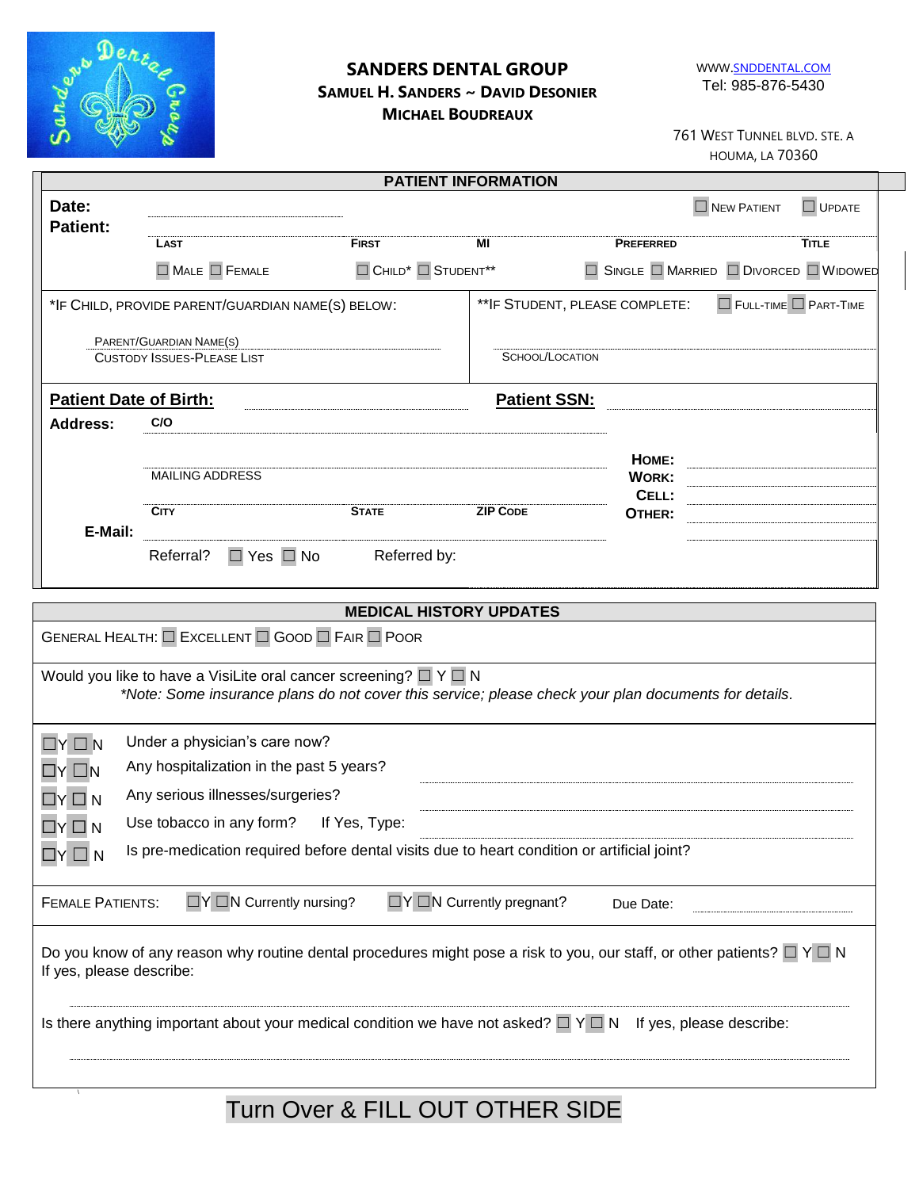# SANDERS DENTAL GROUP

**SAMUEL H. SANDERS ~ DAVID DESONIER**
**MICHAEL BOUDREAUX**

WWW.SNDDENTAL.COM
Tel: 985-876-5430

761 WEST TUNNEL BLVD. STE. A
HOUMA, LA 70360

## PATIENT INFORMATION

**Date:** ____________________ ☐ NEW PATIENT ☐ UPDATE

**Patient:**

LAST | FIRST | MI | PREFERRED | TITLE

☐ MALE ☐ FEMALE ☐ CHILD* ☐ STUDENT** ☐ SINGLE ☐ MARRIED ☐ DIVORCED ☐ WIDOWED

*IF CHILD, PROVIDE PARENT/GUARDIAN NAME(S) BELOW:

PARENT/GUARDIAN NAME(S)
CUSTODY ISSUES-PLEASE LIST

**IF STUDENT, PLEASE COMPLETE: ☐ FULL-TIME ☐ PART-TIME

SCHOOL/LOCATION

**Patient Date of Birth:** ____________________ **Patient SSN:** ____________________

**Address:** C/O

MAILING ADDRESS

CITY | STATE | ZIP CODE

**HOME:** ____________________
**WORK:** ____________________
**CELL:** ____________________
**OTHER:** ____________________

**E-Mail:** ____________________

Referral? ☐ Yes ☐ No Referred by:

## MEDICAL HISTORY UPDATES

GENERAL HEALTH: ☐ EXCELLENT ☐ GOOD ☐ FAIR ☐ POOR

Would you like to have a VisiLite oral cancer screening? ☐ Y ☐ N
*Note: Some insurance plans do not cover this service; please check your plan documents for details.*

☐Y ☐N Under a physician's care now?

☐Y ☐N Any hospitalization in the past 5 years? ____________________

☐Y ☐N Any serious illnesses/surgeries? ____________________

☐Y ☐N Use tobacco in any form? If Yes, Type: ____________________

☐Y ☐N Is pre-medication required before dental visits due to heart condition or artificial joint?

FEMALE PATIENTS: ☐Y ☐N Currently nursing? ☐Y ☐N Currently pregnant? Due Date: ____________________

Do you know of any reason why routine dental procedures might pose a risk to you, our staff, or other patients? ☐ Y ☐ N
If yes, please describe:

____________________

Is there anything important about your medical condition we have not asked? ☐ Y ☐ N If yes, please describe:

____________________

Turn Over & FILL OUT OTHER SIDE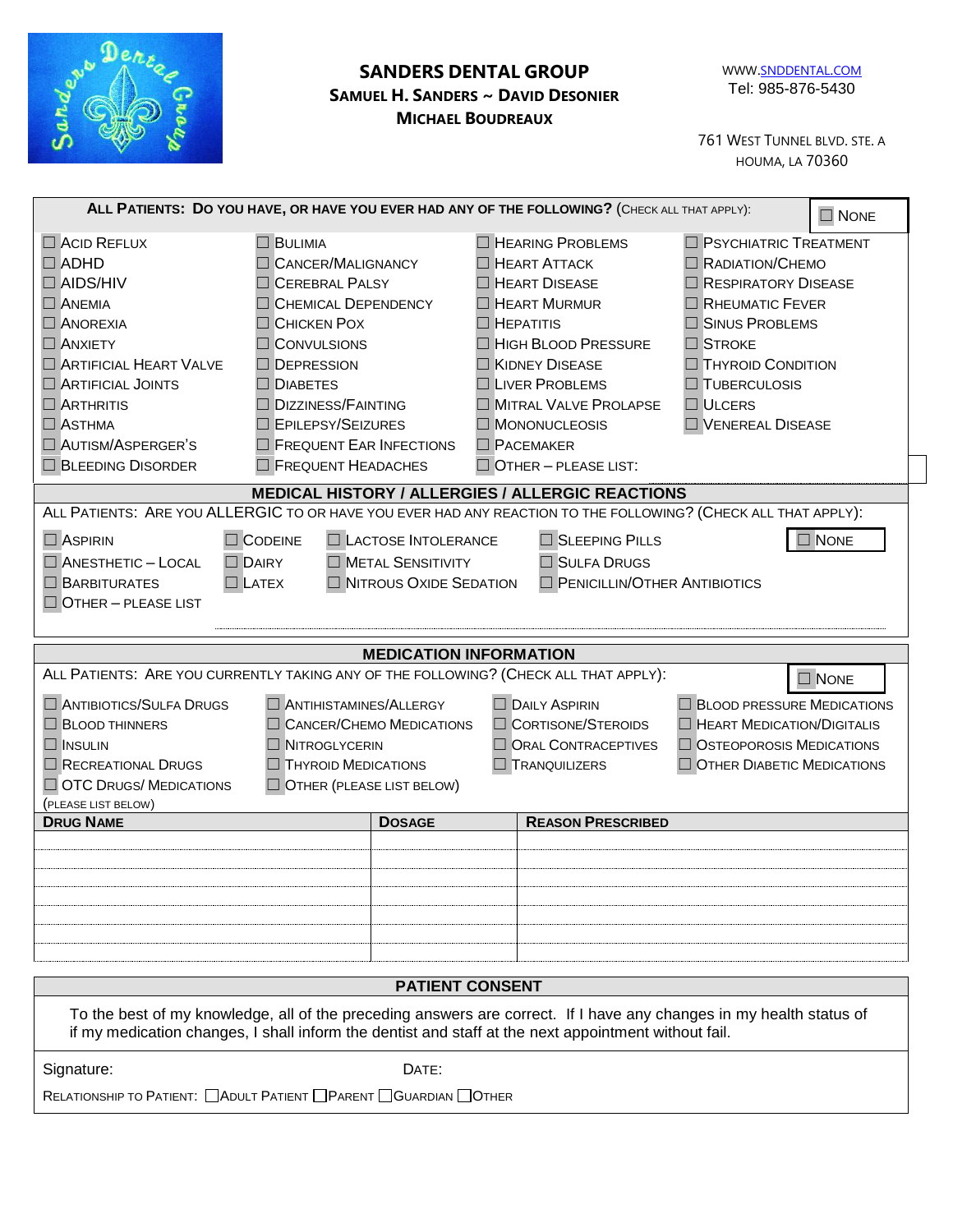# SANDERS DENTAL GROUP

**SAMUEL H. SANDERS ~ DAVID DESONIER**
**MICHAEL BOUDREAUX**

WWW.SNDDENTAL.COM
Tel: 985-876-5430

761 WEST TUNNEL BLVD. STE. A
HOUMA, LA 70360

**ALL PATIENTS: DO YOU HAVE, OR HAVE YOU EVER HAD ANY OF THE FOLLOWING?** (CHECK ALL THAT APPLY): ☐ NONE

| | | | |
|---|---|---|---|
| ☐ ACID REFLUX | ☐ BULIMIA | ☐ HEARING PROBLEMS | ☐ PSYCHIATRIC TREATMENT |
| ☐ ADHD | ☐ CANCER/MALIGNANCY | ☐ HEART ATTACK | ☐ RADIATION/CHEMO |
| ☐ AIDS/HIV | ☐ CEREBRAL PALSY | ☐ HEART DISEASE | ☐ RESPIRATORY DISEASE |
| ☐ ANEMIA | ☐ CHEMICAL DEPENDENCY | ☐ HEART MURMUR | ☐ RHEUMATIC FEVER |
| ☐ ANOREXIA | ☐ CHICKEN POX | ☐ HEPATITIS | ☐ SINUS PROBLEMS |
| ☐ ANXIETY | ☐ CONVULSIONS | ☐ HIGH BLOOD PRESSURE | ☐ STROKE |
| ☐ ARTIFICIAL HEART VALVE | ☐ DEPRESSION | ☐ KIDNEY DISEASE | ☐ THYROID CONDITION |
| ☐ ARTIFICIAL JOINTS | ☐ DIABETES | ☐ LIVER PROBLEMS | ☐ TUBERCULOSIS |
| ☐ ARTHRITIS | ☐ DIZZINESS/FAINTING | ☐ MITRAL VALVE PROLAPSE | ☐ ULCERS |
| ☐ ASTHMA | ☐ EPILEPSY/SEIZURES | ☐ MONONUCLEOSIS | ☐ VENEREAL DISEASE |
| ☐ AUTISM/ASPERGER'S | ☐ FREQUENT EAR INFECTIONS | ☐ PACEMAKER | |
| ☐ BLEEDING DISORDER | ☐ FREQUENT HEADACHES | ☐ OTHER – PLEASE LIST: | |

## MEDICAL HISTORY / ALLERGIES / ALLERGIC REACTIONS

ALL PATIENTS: ARE YOU ALLERGIC TO OR HAVE YOU EVER HAD ANY REACTION TO THE FOLLOWING? (CHECK ALL THAT APPLY): ☐ NONE

| | | | |
|---|---|---|---|
| ☐ ASPIRIN | ☐ CODEINE | ☐ LACTOSE INTOLERANCE | ☐ SLEEPING PILLS |
| ☐ ANESTHETIC – LOCAL | ☐ DAIRY | ☐ METAL SENSITIVITY | ☐ SULFA DRUGS |
| ☐ BARBITURATES | ☐ LATEX | ☐ NITROUS OXIDE SEDATION | ☐ PENICILLIN/OTHER ANTIBIOTICS |
| ☐ OTHER – PLEASE LIST | | | |

## MEDICATION INFORMATION

ALL PATIENTS: ARE YOU CURRENTLY TAKING ANY OF THE FOLLOWING? (CHECK ALL THAT APPLY): ☐ NONE

| | | | |
|---|---|---|---|
| ☐ ANTIBIOTICS/SULFA DRUGS | ☐ ANTIHISTAMINES/ALLERGY | ☐ DAILY ASPIRIN | ☐ BLOOD PRESSURE MEDICATIONS |
| ☐ BLOOD THINNERS | ☐ CANCER/CHEMO MEDICATIONS | ☐ CORTISONE/STEROIDS | ☐ HEART MEDICATION/DIGITALIS |
| ☐ INSULIN | ☐ NITROGLYCERIN | ☐ ORAL CONTRACEPTIVES | ☐ OSTEOPOROSIS MEDICATIONS |
| ☐ RECREATIONAL DRUGS | ☐ THYROID MEDICATIONS | ☐ TRANQUILIZERS | ☐ OTHER DIABETIC MEDICATIONS |
| ☐ OTC DRUGS/ MEDICATIONS (PLEASE LIST BELOW) | ☐ OTHER (PLEASE LIST BELOW) | | |

| DRUG NAME | DOSAGE | REASON PRESCRIBED |
|---|---|---|
| | | |
| | | |
| | | |
| | | |
| | | |
| | | |

## PATIENT CONSENT

To the best of my knowledge, all of the preceding answers are correct. If I have any changes in my health status of if my medication changes, I shall inform the dentist and staff at the next appointment without fail.

Signature: DATE:

RELATIONSHIP TO PATIENT: ☐ ADULT PATIENT ☐ PARENT ☐ GUARDIAN ☐ OTHER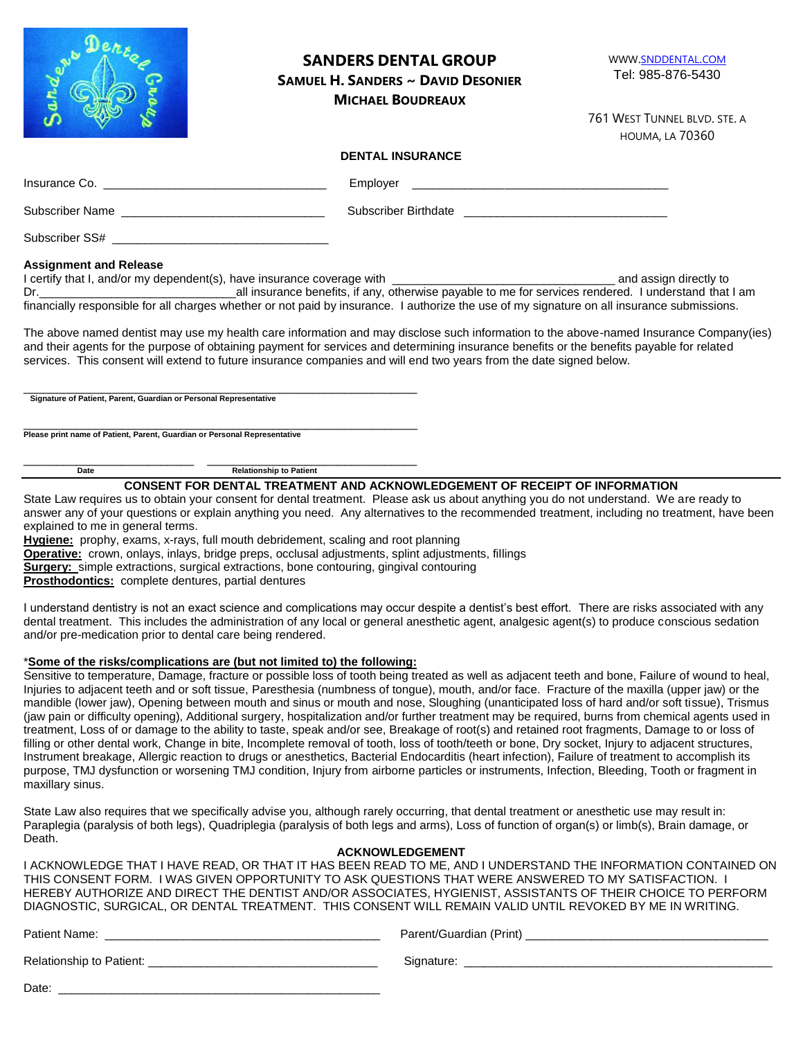# SANDERS DENTAL GROUP

**SAMUEL H. SANDERS ~ DAVID DESONIER**
**MICHAEL BOUDREAUX**

WWW.SNDDENTAL.COM
Tel: 985-876-5430

761 WEST TUNNEL BLVD. STE. A
HOUMA, LA 70360

## DENTAL INSURANCE

Insurance Co. _________________________________ Employer ______________________________________

Subscriber Name ______________________________ Subscriber Birthdate ______________________________

Subscriber SS# ________________________________

**Assignment and Release**

I certify that I, and/or my dependent(s), have insurance coverage with _________________________________ and assign directly to Dr.______________________________all insurance benefits, if any, otherwise payable to me for services rendered. I understand that I am financially responsible for all charges whether or not paid by insurance. I authorize the use of my signature on all insurance submissions.

The above named dentist may use my health care information and may disclose such information to the above-named Insurance Company(ies) and their agents for the purpose of obtaining payment for services and determining insurance benefits or the benefits payable for related services. This consent will extend to future insurance companies and will end two years from the date signed below.

_________________________________________________________
**Signature of Patient, Parent, Guardian or Personal Representative**

_________________________________________________________
**Please print name of Patient, Parent, Guardian or Personal Representative**

_________________________ _______________________________
**Date** **Relationship to Patient**

## CONSENT FOR DENTAL TREATMENT AND ACKNOWLEDGEMENT OF RECEIPT OF INFORMATION

State Law requires us to obtain your consent for dental treatment. Please ask us about anything you do not understand. We are ready to answer any of your questions or explain anything you need. Any alternatives to the recommended treatment, including no treatment, have been explained to me in general terms.

**Hygiene:** prophy, exams, x-rays, full mouth debridement, scaling and root planning
**Operative:** crown, onlays, inlays, bridge preps, occlusal adjustments, splint adjustments, fillings
**Surgery:** simple extractions, surgical extractions, bone contouring, gingival contouring
**Prosthodontics:** complete dentures, partial dentures

I understand dentistry is not an exact science and complications may occur despite a dentist's best effort. There are risks associated with any dental treatment. This includes the administration of any local or general anesthetic agent, analgesic agent(s) to produce conscious sedation and/or pre-medication prior to dental care being rendered.

*__Some of the risks/complications are (but not limited to) the following:__
Sensitive to temperature, Damage, fracture or possible loss of tooth being treated as well as adjacent teeth and bone, Failure of wound to heal, Injuries to adjacent teeth and or soft tissue, Paresthesia (numbness of tongue), mouth, and/or face. Fracture of the maxilla (upper jaw) or the mandible (lower jaw), Opening between mouth and sinus or mouth and nose, Sloughing (unanticipated loss of hard and/or soft tissue), Trismus (jaw pain or difficulty opening), Additional surgery, hospitalization and/or further treatment may be required, burns from chemical agents used in treatment, Loss of or damage to the ability to taste, speak and/or see, Breakage of root(s) and retained root fragments, Damage to or loss of filling or other dental work, Change in bite, Incomplete removal of tooth, loss of tooth/teeth or bone, Dry socket, Injury to adjacent structures, Instrument breakage, Allergic reaction to drugs or anesthetics, Bacterial Endocarditis (heart infection), Failure of treatment to accomplish its purpose, TMJ dysfunction or worsening TMJ condition, Injury from airborne particles or instruments, Infection, Bleeding, Tooth or fragment in maxillary sinus.

State Law also requires that we specifically advise you, although rarely occurring, that dental treatment or anesthetic use may result in: Paraplegia (paralysis of both legs), Quadriplegia (paralysis of both legs and arms), Loss of function of organ(s) or limb(s), Brain damage, or Death.

### ACKNOWLEDGEMENT

I ACKNOWLEDGE THAT I HAVE READ, OR THAT IT HAS BEEN READ TO ME, AND I UNDERSTAND THE INFORMATION CONTAINED ON THIS CONSENT FORM. I WAS GIVEN OPPORTUNITY TO ASK QUESTIONS THAT WERE ANSWERED TO MY SATISFACTION. I HEREBY AUTHORIZE AND DIRECT THE DENTIST AND/OR ASSOCIATES, HYGIENIST, ASSISTANTS OF THEIR CHOICE TO PERFORM DIAGNOSTIC, SURGICAL, OR DENTAL TREATMENT. THIS CONSENT WILL REMAIN VALID UNTIL REVOKED BY ME IN WRITING.

Patient Name: ________________________________________ Parent/Guardian (Print) ___________________________________

Relationship to Patient: _________________________________ Signature: _____________________________________________

Date: ______________________________________________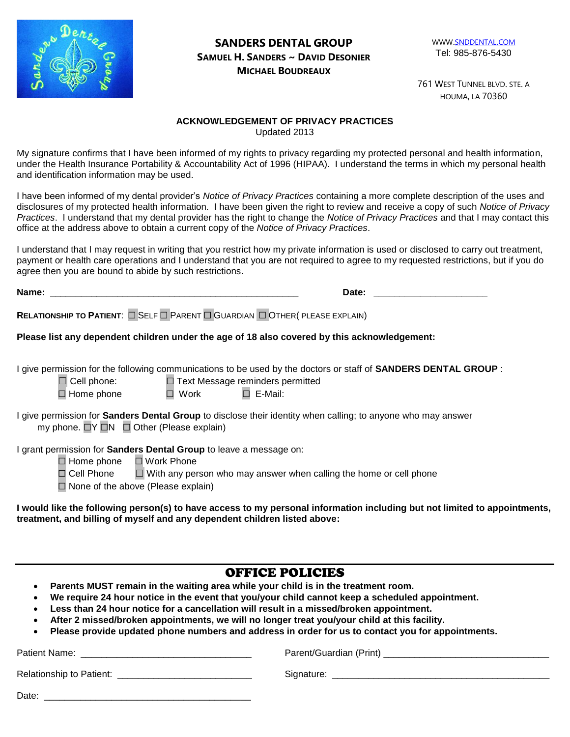# SANDERS DENTAL GROUP

**SAMUEL H. SANDERS ~ DAVID DESONIER**
**MICHAEL BOUDREAUX**

WWW.SNDDENTAL.COM
Tel: 985-876-5430

761 WEST TUNNEL BLVD. STE. A
HOUMA, LA 70360

## ACKNOWLEDGEMENT OF PRIVACY PRACTICES

Updated 2013

My signature confirms that I have been informed of my rights to privacy regarding my protected personal and health information, under the Health Insurance Portability & Accountability Act of 1996 (HIPAA). I understand the terms in which my personal health and identification information may be used.

I have been informed of my dental provider's *Notice of Privacy Practices* containing a more complete description of the uses and disclosures of my protected health information. I have been given the right to review and receive a copy of such *Notice of Privacy Practices*. I understand that my dental provider has the right to change the *Notice of Privacy Practices* and that I may contact this office at the address above to obtain a current copy of the *Notice of Privacy Practices*.

I understand that I may request in writing that you restrict how my private information is used or disclosed to carry out treatment, payment or health care operations and I understand that you are not required to agree to my requested restrictions, but if you do agree then you are bound to abide by such restrictions.

**Name:** _______________________________________________ **Date:** ______________________

**RELATIONSHIP TO PATIENT**: ☐ SELF ☐ PARENT ☐ GUARDIAN ☐ OTHER( PLEASE EXPLAIN)

**Please list any dependent children under the age of 18 also covered by this acknowledgement:**

I give permission for the following communications to be used by the doctors or staff of **SANDERS DENTAL GROUP** :

☐ Cell phone: ☐ Text Message reminders permitted
☐ Home phone ☐ Work ☐ E-Mail:

I give permission for **Sanders Dental Group** to disclose their identity when calling; to anyone who may answer my phone. ☐Y ☐N ☐ Other (Please explain)

I grant permission for **Sanders Dental Group** to leave a message on:

☐ Home phone ☐ Work Phone
☐ Cell Phone ☐ With any person who may answer when calling the home or cell phone
☐ None of the above (Please explain)

**I would like the following person(s) to have access to my personal information including but not limited to appointments, treatment, and billing of myself and any dependent children listed above:**

---

## OFFICE POLICIES

- **Parents MUST remain in the waiting area while your child is in the treatment room.**
- **We require 24 hour notice in the event that you/your child cannot keep a scheduled appointment.**
- **Less than 24 hour notice for a cancellation will result in a missed/broken appointment.**
- **After 2 missed/broken appointments, we will no longer treat you/your child at this facility.**
- **Please provide updated phone numbers and address in order for us to contact you for appointments.**

Patient Name: ________________________________ Parent/Guardian (Print) ________________________________

Relationship to Patient: ________________________ Signature: __________________________________________

Date: ________________________________________